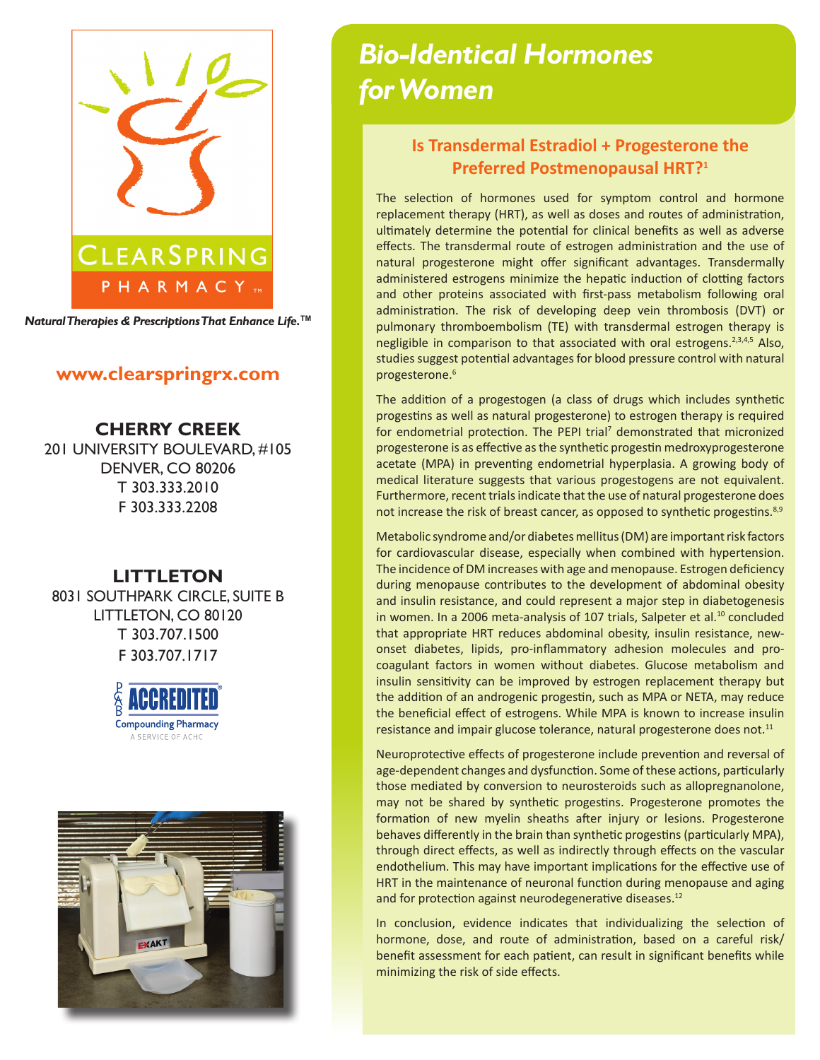CLEARSPRING PHARMACY™

*Natural Therapies & Prescriptions That Enhance Life.™*

**www.clearspringrx.com**

**CHERRY CREEK**
201 UNIVERSITY BOULEVARD, #105
DENVER, CO 80206
T 303.333.2010
F 303.333.2208

**LITTLETON**
8031 SOUTHPARK CIRCLE, SUITE B
LITTLETON, CO 80120
T 303.707.1500
F 303.707.1717

PCAB ACCREDITED® Compounding Pharmacy
A SERVICE OF ACHC

# *Bio-Identical Hormones for Women*

## Is Transdermal Estradiol + Progesterone the Preferred Postmenopausal HRT?[1]

The selection of hormones used for symptom control and hormone replacement therapy (HRT), as well as doses and routes of administration, ultimately determine the potential for clinical benefits as well as adverse effects. The transdermal route of estrogen administration and the use of natural progesterone might offer significant advantages. Transdermally administered estrogens minimize the hepatic induction of clotting factors and other proteins associated with first-pass metabolism following oral administration. The risk of developing deep vein thrombosis (DVT) or pulmonary thromboembolism (TE) with transdermal estrogen therapy is negligible in comparison to that associated with oral estrogens.[2,3,4,5] Also, studies suggest potential advantages for blood pressure control with natural progesterone.[6]

The addition of a progestogen (a class of drugs which includes synthetic progestins as well as natural progesterone) to estrogen therapy is required for endometrial protection. The PEPI trial[7] demonstrated that micronized progesterone is as effective as the synthetic progestin medroxyprogesterone acetate (MPA) in preventing endometrial hyperplasia. A growing body of medical literature suggests that various progestogens are not equivalent. Furthermore, recent trials indicate that the use of natural progesterone does not increase the risk of breast cancer, as opposed to synthetic progestins.[8,9]

Metabolic syndrome and/or diabetes mellitus (DM) are important risk factors for cardiovascular disease, especially when combined with hypertension. The incidence of DM increases with age and menopause. Estrogen deficiency during menopause contributes to the development of abdominal obesity and insulin resistance, and could represent a major step in diabetogenesis in women. In a 2006 meta-analysis of 107 trials, Salpeter et al.[10] concluded that appropriate HRT reduces abdominal obesity, insulin resistance, new-onset diabetes, lipids, pro-inflammatory adhesion molecules and pro-coagulant factors in women without diabetes. Glucose metabolism and insulin sensitivity can be improved by estrogen replacement therapy but the addition of an androgenic progestin, such as MPA or NETA, may reduce the beneficial effect of estrogens. While MPA is known to increase insulin resistance and impair glucose tolerance, natural progesterone does not.[11]

Neuroprotective effects of progesterone include prevention and reversal of age-dependent changes and dysfunction. Some of these actions, particularly those mediated by conversion to neurosteroids such as allopregnanolone, may not be shared by synthetic progestins. Progesterone promotes the formation of new myelin sheaths after injury or lesions. Progesterone behaves differently in the brain than synthetic progestins (particularly MPA), through direct effects, as well as indirectly through effects on the vascular endothelium. This may have important implications for the effective use of HRT in the maintenance of neuronal function during menopause and aging and for protection against neurodegenerative diseases.[12]

In conclusion, evidence indicates that individualizing the selection of hormone, dose, and route of administration, based on a careful risk/benefit assessment for each patient, can result in significant benefits while minimizing the risk of side effects.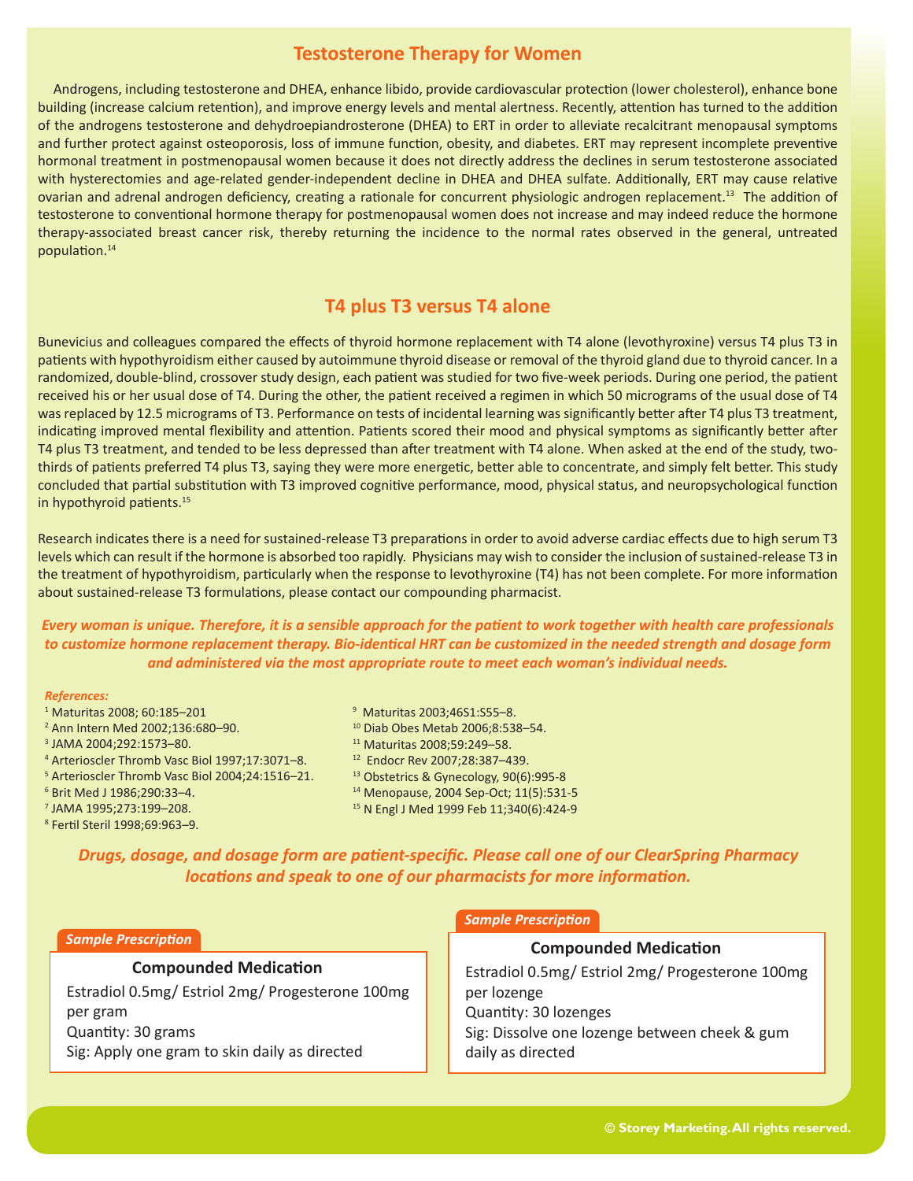## Testosterone Therapy for Women

Androgens, including testosterone and DHEA, enhance libido, provide cardiovascular protection (lower cholesterol), enhance bone building (increase calcium retention), and improve energy levels and mental alertness. Recently, attention has turned to the addition of the androgens testosterone and dehydroepiandrosterone (DHEA) to ERT in order to alleviate recalcitrant menopausal symptoms and further protect against osteoporosis, loss of immune function, obesity, and diabetes. ERT may represent incomplete preventive hormonal treatment in postmenopausal women because it does not directly address the declines in serum testosterone associated with hysterectomies and age-related gender-independent decline in DHEA and DHEA sulfate. Additionally, ERT may cause relative ovarian and adrenal androgen deficiency, creating a rationale for concurrent physiologic androgen replacement.[13] The addition of testosterone to conventional hormone therapy for postmenopausal women does not increase and may indeed reduce the hormone therapy-associated breast cancer risk, thereby returning the incidence to the normal rates observed in the general, untreated population.[14]

## T4 plus T3 versus T4 alone

Bunevicius and colleagues compared the effects of thyroid hormone replacement with T4 alone (levothyroxine) versus T4 plus T3 in patients with hypothyroidism either caused by autoimmune thyroid disease or removal of the thyroid gland due to thyroid cancer. In a randomized, double-blind, crossover study design, each patient was studied for two five-week periods. During one period, the patient received his or her usual dose of T4. During the other, the patient received a regimen in which 50 micrograms of the usual dose of T4 was replaced by 12.5 micrograms of T3. Performance on tests of incidental learning was significantly better after T4 plus T3 treatment, indicating improved mental flexibility and attention. Patients scored their mood and physical symptoms as significantly better after T4 plus T3 treatment, and tended to be less depressed than after treatment with T4 alone. When asked at the end of the study, two-thirds of patients preferred T4 plus T3, saying they were more energetic, better able to concentrate, and simply felt better. This study concluded that partial substitution with T3 improved cognitive performance, mood, physical status, and neuropsychological function in hypothyroid patients.[15]

Research indicates there is a need for sustained-release T3 preparations in order to avoid adverse cardiac effects due to high serum T3 levels which can result if the hormone is absorbed too rapidly. Physicians may wish to consider the inclusion of sustained-release T3 in the treatment of hypothyroidism, particularly when the response to levothyroxine (T4) has not been complete. For more information about sustained-release T3 formulations, please contact our compounding pharmacist.

***Every woman is unique. Therefore, it is a sensible approach for the patient to work together with health care professionals to customize hormone replacement therapy. Bio-identical HRT can be customized in the needed strength and dosage form and administered via the most appropriate route to meet each woman's individual needs.***

***References:***

1. Maturitas 2008; 60:185–201
2. Ann Intern Med 2002;136:680–90.
3. JAMA 2004;292:1573–80.
4. Arterioscler Thromb Vasc Biol 1997;17:3071–8.
5. Arterioscler Thromb Vasc Biol 2004;24:1516–21.
6. Brit Med J 1986;290:33–4.
7. JAMA 1995;273:199–208.
8. Fertil Steril 1998;69:963–9.
9. Maturitas 2003;46S1:S55–8.
10. Diab Obes Metab 2006;8:538–54.
11. Maturitas 2008;59:249–58.
12. Endocr Rev 2007;28:387–439.
13. Obstetrics & Gynecology, 90(6):995-8
14. Menopause, 2004 Sep-Oct; 11(5):531-5
15. N Engl J Med 1999 Feb 11;340(6):424-9

***Drugs, dosage, and dosage form are patient-specific. Please call one of our ClearSpring Pharmacy locations and speak to one of our pharmacists for more information.***

*Sample Prescription*

**Compounded Medication**

Estradiol 0.5mg/ Estriol 2mg/ Progesterone 100mg per gram
Quantity: 30 grams
Sig: Apply one gram to skin daily as directed

*Sample Prescription*

**Compounded Medication**

Estradiol 0.5mg/ Estriol 2mg/ Progesterone 100mg per lozenge
Quantity: 30 lozenges
Sig: Dissolve one lozenge between cheek & gum daily as directed

© Storey Marketing. All rights reserved.